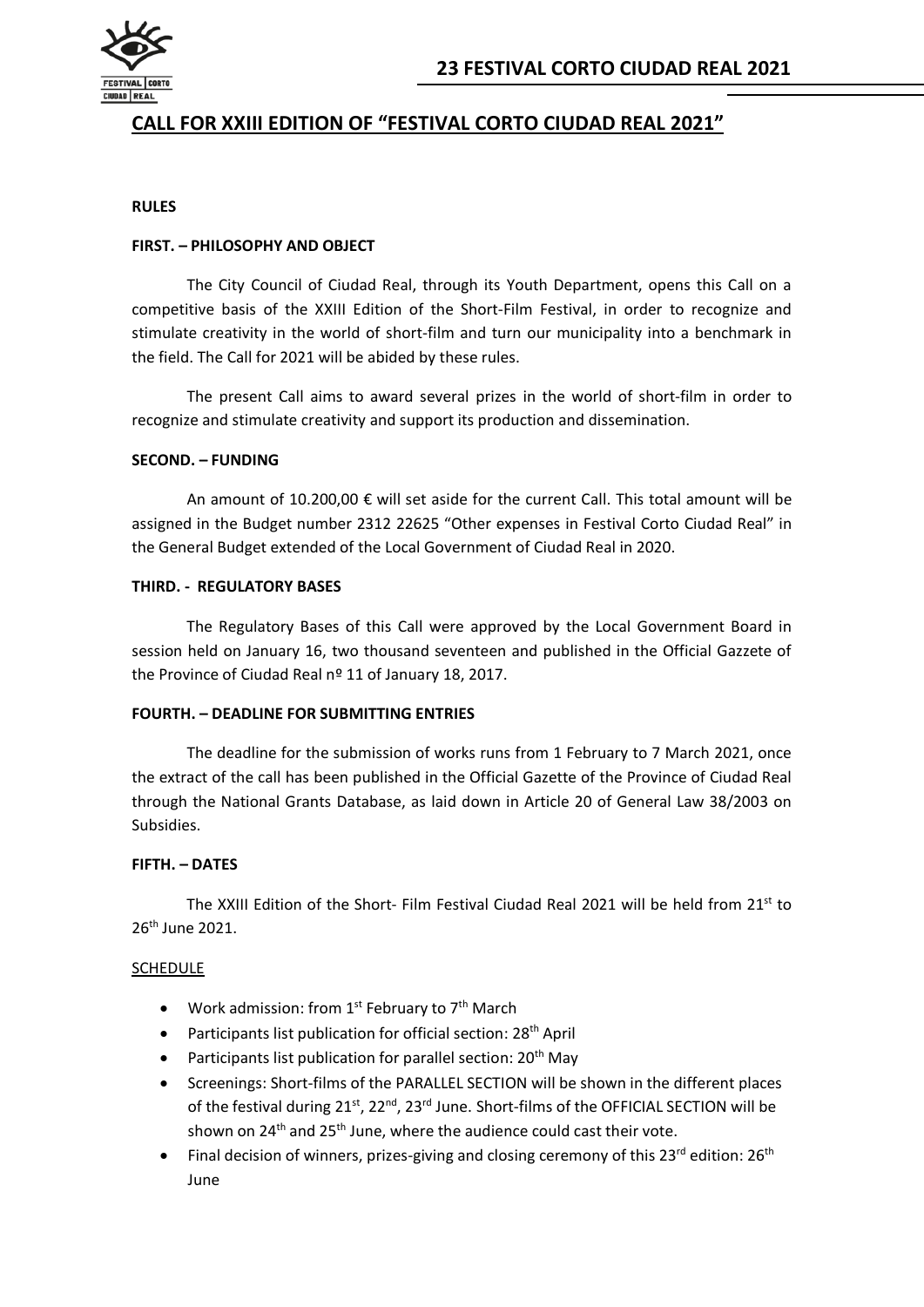# CALL FOR XXIII EDITION OF "FESTIVAL CORTO CIUDAD REAL 2021"

**RULES**

**FIRST. – PHILOSOPHY AND OBJECT**

The City Council of Ciudad Real, through its Youth Department, opens this Call on a competitive basis of the XXIII Edition of the Short-Film Festival, in order to recognize and stimulate creativity in the world of short-film and turn our municipality into a benchmark in the field. The Call for 2021 will be abided by these rules.

The present Call aims to award several prizes in the world of short-film in order to recognize and stimulate creativity and support its production and dissemination.

**SECOND. – FUNDING**

An amount of 10.200,00 € will set aside for the current Call. This total amount will be assigned in the Budget number 2312 22625 "Other expenses in Festival Corto Ciudad Real" in the General Budget extended of the Local Government of Ciudad Real in 2020.

**THIRD. - REGULATORY BASES**

The Regulatory Bases of this Call were approved by the Local Government Board in session held on January 16, two thousand seventeen and published in the Official Gazzete of the Province of Ciudad Real nº 11 of January 18, 2017.

**FOURTH. – DEADLINE FOR SUBMITTING ENTRIES**

The deadline for the submission of works runs from 1 February to 7 March 2021, once the extract of the call has been published in the Official Gazette of the Province of Ciudad Real through the National Grants Database, as laid down in Article 20 of General Law 38/2003 on Subsidies.

**FIFTH. – DATES**

The XXIII Edition of the Short- Film Festival Ciudad Real 2021 will be held from 21st to 26th June 2021.

SCHEDULE

- Work admission: from 1st February to 7th March
- Participants list publication for official section: 28th April
- Participants list publication for parallel section: 20th May
- Screenings: Short-films of the PARALLEL SECTION will be shown in the different places of the festival during 21st, 22nd, 23rd June. Short-films of the OFFICIAL SECTION will be shown on 24th and 25th June, where the audience could cast their vote.
- Final decision of winners, prizes-giving and closing ceremony of this 23rd edition: 26th June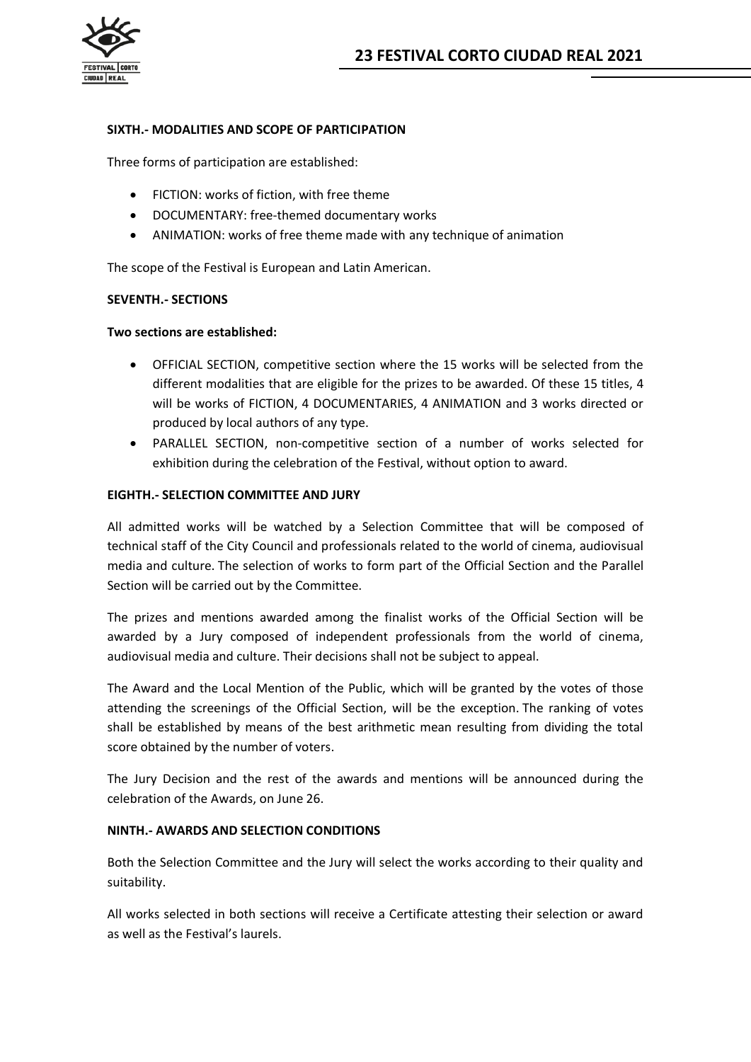### SIXTH.- MODALITIES AND SCOPE OF PARTICIPATION

Three forms of participation are established:

- FICTION: works of fiction, with free theme
- DOCUMENTARY: free-themed documentary works
- ANIMATION: works of free theme made with any technique of animation

The scope of the Festival is European and Latin American.

### SEVENTH.- SECTIONS

**Two sections are established:**

- OFFICIAL SECTION, competitive section where the 15 works will be selected from the different modalities that are eligible for the prizes to be awarded. Of these 15 titles, 4 will be works of FICTION, 4 DOCUMENTARIES, 4 ANIMATION and 3 works directed or produced by local authors of any type.
- PARALLEL SECTION, non-competitive section of a number of works selected for exhibition during the celebration of the Festival, without option to award.

### EIGHTH.- SELECTION COMMITTEE AND JURY

All admitted works will be watched by a Selection Committee that will be composed of technical staff of the City Council and professionals related to the world of cinema, audiovisual media and culture. The selection of works to form part of the Official Section and the Parallel Section will be carried out by the Committee.

The prizes and mentions awarded among the finalist works of the Official Section will be awarded by a Jury composed of independent professionals from the world of cinema, audiovisual media and culture. Their decisions shall not be subject to appeal.

The Award and the Local Mention of the Public, which will be granted by the votes of those attending the screenings of the Official Section, will be the exception. The ranking of votes shall be established by means of the best arithmetic mean resulting from dividing the total score obtained by the number of voters.

The Jury Decision and the rest of the awards and mentions will be announced during the celebration of the Awards, on June 26.

### NINTH.- AWARDS AND SELECTION CONDITIONS

Both the Selection Committee and the Jury will select the works according to their quality and suitability.

All works selected in both sections will receive a Certificate attesting their selection or award as well as the Festival's laurels.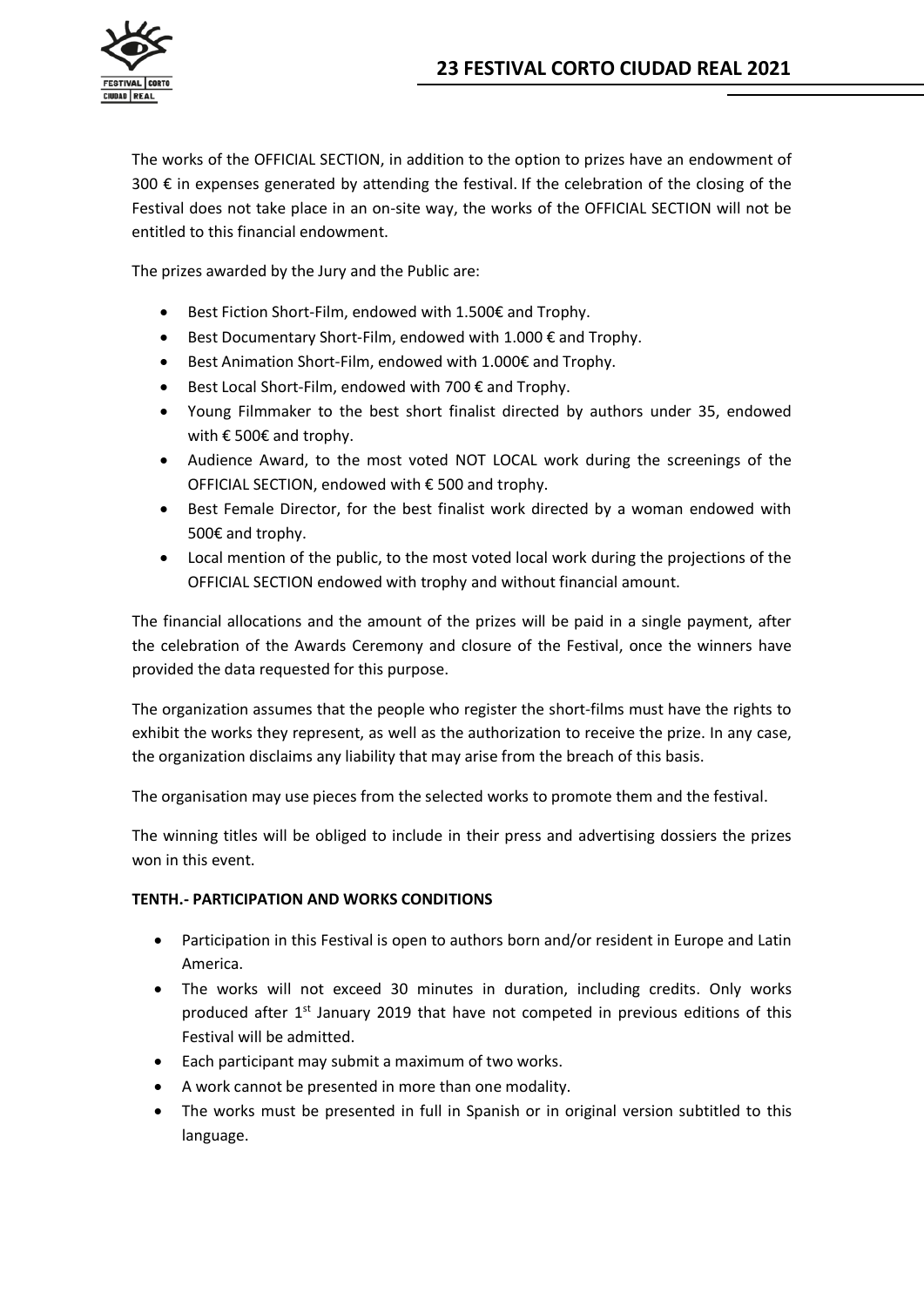The works of the OFFICIAL SECTION, in addition to the option to prizes have an endowment of 300 € in expenses generated by attending the festival. If the celebration of the closing of the Festival does not take place in an on-site way, the works of the OFFICIAL SECTION will not be entitled to this financial endowment.

The prizes awarded by the Jury and the Public are:

- Best Fiction Short-Film, endowed with 1.500€ and Trophy.
- Best Documentary Short-Film, endowed with 1.000 € and Trophy.
- Best Animation Short-Film, endowed with 1.000€ and Trophy.
- Best Local Short-Film, endowed with 700 € and Trophy.
- Young Filmmaker to the best short finalist directed by authors under 35, endowed with € 500€ and trophy.
- Audience Award, to the most voted NOT LOCAL work during the screenings of the OFFICIAL SECTION, endowed with € 500 and trophy.
- Best Female Director, for the best finalist work directed by a woman endowed with 500€ and trophy.
- Local mention of the public, to the most voted local work during the projections of the OFFICIAL SECTION endowed with trophy and without financial amount.

The financial allocations and the amount of the prizes will be paid in a single payment, after the celebration of the Awards Ceremony and closure of the Festival, once the winners have provided the data requested for this purpose.

The organization assumes that the people who register the short-films must have the rights to exhibit the works they represent, as well as the authorization to receive the prize. In any case, the organization disclaims any liability that may arise from the breach of this basis.

The organisation may use pieces from the selected works to promote them and the festival.

The winning titles will be obliged to include in their press and advertising dossiers the prizes won in this event.

**TENTH.- PARTICIPATION AND WORKS CONDITIONS**

- Participation in this Festival is open to authors born and/or resident in Europe and Latin America.
- The works will not exceed 30 minutes in duration, including credits. Only works produced after 1st January 2019 that have not competed in previous editions of this Festival will be admitted.
- Each participant may submit a maximum of two works.
- A work cannot be presented in more than one modality.
- The works must be presented in full in Spanish or in original version subtitled to this language.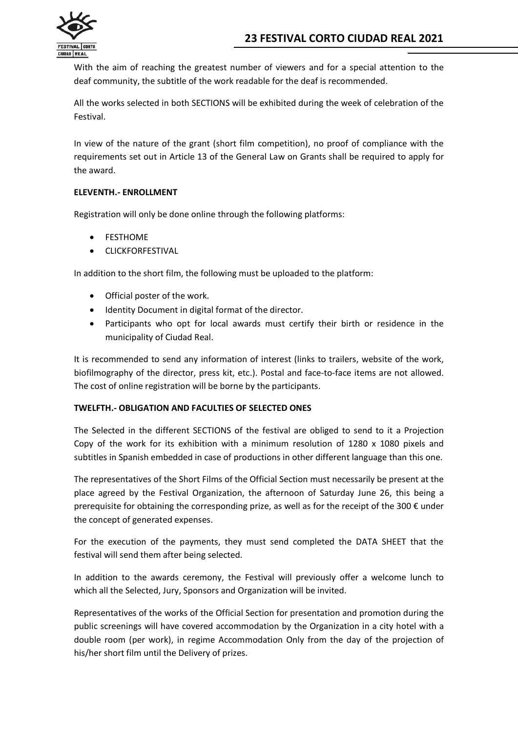With the aim of reaching the greatest number of viewers and for a special attention to the deaf community, the subtitle of the work readable for the deaf is recommended.

All the works selected in both SECTIONS will be exhibited during the week of celebration of the Festival.

In view of the nature of the grant (short film competition), no proof of compliance with the requirements set out in Article 13 of the General Law on Grants shall be required to apply for the award.

**ELEVENTH.- ENROLLMENT**

Registration will only be done online through the following platforms:

- FESTHOME
- CLICKFORFESTIVAL

In addition to the short film, the following must be uploaded to the platform:

- Official poster of the work.
- Identity Document in digital format of the director.
- Participants who opt for local awards must certify their birth or residence in the municipality of Ciudad Real.

It is recommended to send any information of interest (links to trailers, website of the work, biofilmography of the director, press kit, etc.). Postal and face-to-face items are not allowed. The cost of online registration will be borne by the participants.

**TWELFTH.- OBLIGATION AND FACULTIES OF SELECTED ONES**

The Selected in the different SECTIONS of the festival are obliged to send to it a Projection Copy of the work for its exhibition with a minimum resolution of 1280 x 1080 pixels and subtitles in Spanish embedded in case of productions in other different language than this one.

The representatives of the Short Films of the Official Section must necessarily be present at the place agreed by the Festival Organization, the afternoon of Saturday June 26, this being a prerequisite for obtaining the corresponding prize, as well as for the receipt of the 300 € under the concept of generated expenses.

For the execution of the payments, they must send completed the DATA SHEET that the festival will send them after being selected.

In addition to the awards ceremony, the Festival will previously offer a welcome lunch to which all the Selected, Jury, Sponsors and Organization will be invited.

Representatives of the works of the Official Section for presentation and promotion during the public screenings will have covered accommodation by the Organization in a city hotel with a double room (per work), in regime Accommodation Only from the day of the projection of his/her short film until the Delivery of prizes.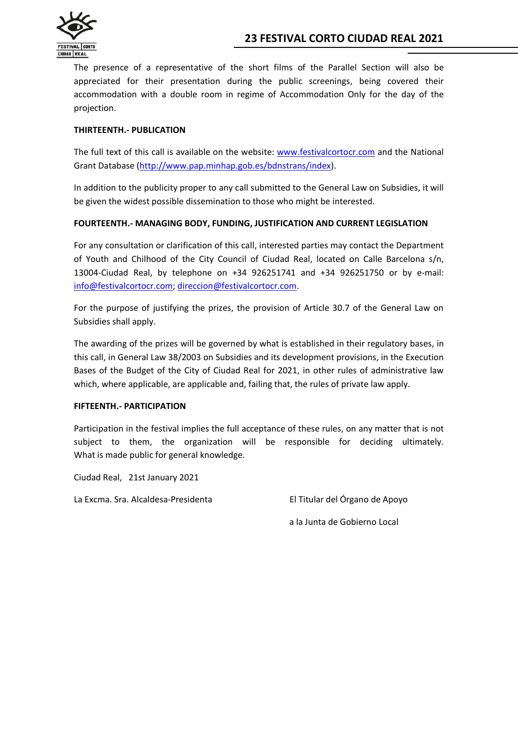The presence of a representative of the short films of the Parallel Section will also be appreciated for their presentation during the public screenings, being covered their accommodation with a double room in regime of Accommodation Only for the day of the projection.

**THIRTEENTH.- PUBLICATION**

The full text of this call is available on the website: www.festivalcortocr.com and the National Grant Database (http://www.pap.minhap.gob.es/bdnstrans/index).

In addition to the publicity proper to any call submitted to the General Law on Subsidies, it will be given the widest possible dissemination to those who might be interested.

**FOURTEENTH.- MANAGING BODY, FUNDING, JUSTIFICATION AND CURRENT LEGISLATION**

For any consultation or clarification of this call, interested parties may contact the Department of Youth and Chilhood of the City Council of Ciudad Real, located on Calle Barcelona s/n, 13004-Ciudad Real, by telephone on +34 926251741 and +34 926251750 or by e-mail: info@festivalcortocr.com; direccion@festivalcortocr.com.

For the purpose of justifying the prizes, the provision of Article 30.7 of the General Law on Subsidies shall apply.

The awarding of the prizes will be governed by what is established in their regulatory bases, in this call, in General Law 38/2003 on Subsidies and its development provisions, in the Execution Bases of the Budget of the City of Ciudad Real for 2021, in other rules of administrative law which, where applicable, are applicable and, failing that, the rules of private law apply.

**FIFTEENTH.- PARTICIPATION**

Participation in the festival implies the full acceptance of these rules, on any matter that is not subject to them, the organization will be responsible for deciding ultimately. What is made public for general knowledge.

Ciudad Real, 21st January 2021

La Excma. Sra. Alcaldesa-Presidenta

El Titular del Órgano de Apoyo

a la Junta de Gobierno Local